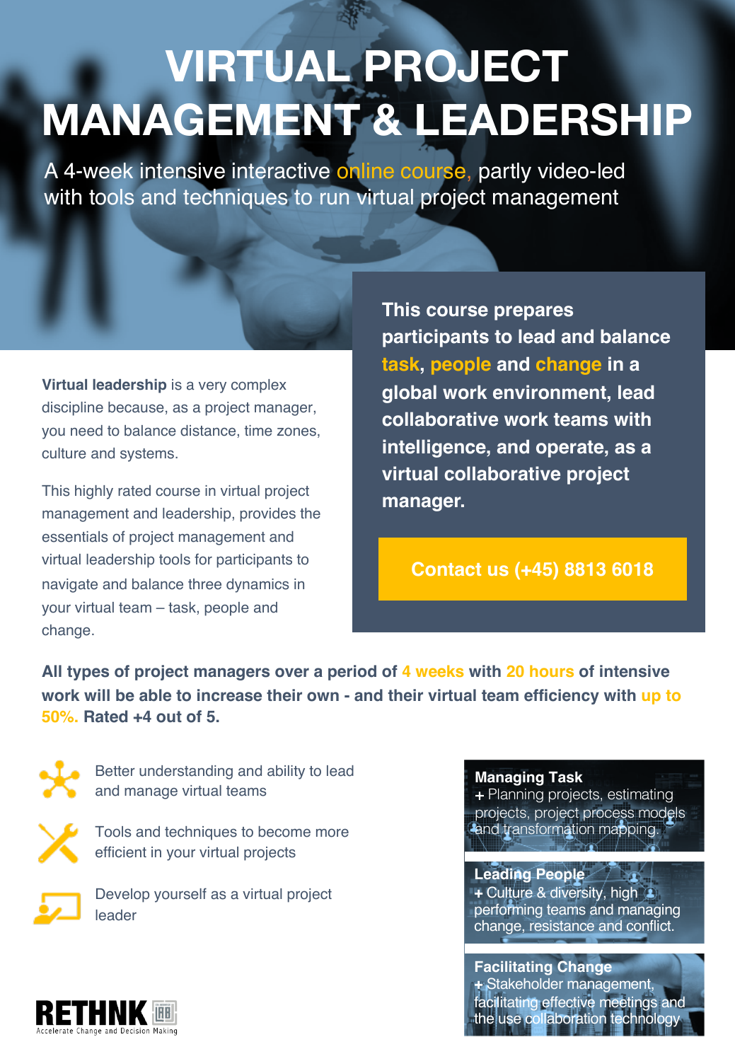# VIRTUAL PROJECT MANAGEMENT & LEADERSHIP

A 4-week intensive interactive online course, partly video-led with tools and techniques to run virtual project management

**Virtual leadership** is a very complex discipline because, as a project manager, you need to balance distance, time zones, culture and systems.

This highly rated course in virtual project management and leadership, provides the essentials of project management and virtual leadership tools for participants to navigate and balance three dynamics in your virtual team – task, people and change.

**This course prepares participants to lead and balance task, people and change in a global work environment, lead collaborative work teams with intelligence, and operate, as a virtual collaborative project manager.**

**Contact us (+45) 8813 6018**

**All types of project managers over a period of 4 weeks with 20 hours of intensive work will be able to increase their own - and their virtual team efficiency with up to 50%. Rated +4 out of 5.**

- Better understanding and ability to lead and manage virtual teams
- Tools and techniques to become more efficient in your virtual projects
- Develop yourself as a virtual project leader

**Managing Task**
\+ Planning projects, estimating projects, project process models and transformation mapping.

**Leading People**
\+ Culture & diversity, high performing teams and managing change, resistance and conflict.

**Facilitating Change**
\+ Stakeholder management, facilitating effective meetings and the use collaboration technology

RETHNK
Accelerate Change and Decision Making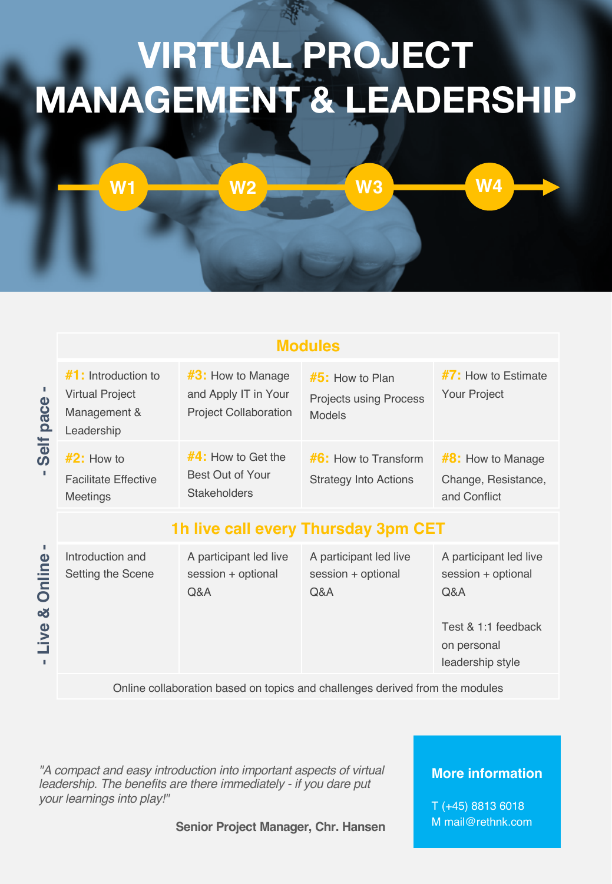# VIRTUAL PROJECT MANAGEMENT & LEADERSHIP

W1 W2 W3 W4

| | W1 | W2 | W3 | W4 |
|---|---|---|---|---|
| | **Modules** | | | |
| **- Self pace -** | **#1:** Introduction to Virtual Project Management & Leadership | **#3:** How to Manage and Apply IT in Your Project Collaboration | **#5:** How to Plan Projects using Process Models | **#7:** How to Estimate Your Project |
| | **#2:** How to Facilitate Effective Meetings | **#4:** How to Get the Best Out of Your Stakeholders | **#6:** How to Transform Strategy Into Actions | **#8:** How to Manage Change, Resistance, and Conflict |
| | **1h live call every Thursday 3pm CET** | | | |
| **- Live & Online -** | Introduction and Setting the Scene | A participant led live session + optional Q&A | A participant led live session + optional Q&A | A participant led live session + optional Q&A<br><br>Test & 1:1 feedback on personal leadership style |
| | Online collaboration based on topics and challenges derived from the modules | | | |

*"A compact and easy introduction into important aspects of virtual leadership. The benefits are there immediately - if you dare put your learnings into play!"*

**Senior Project Manager, Chr. Hansen**

**More information**

T (+45) 8813 6018
M mail@rethnk.com